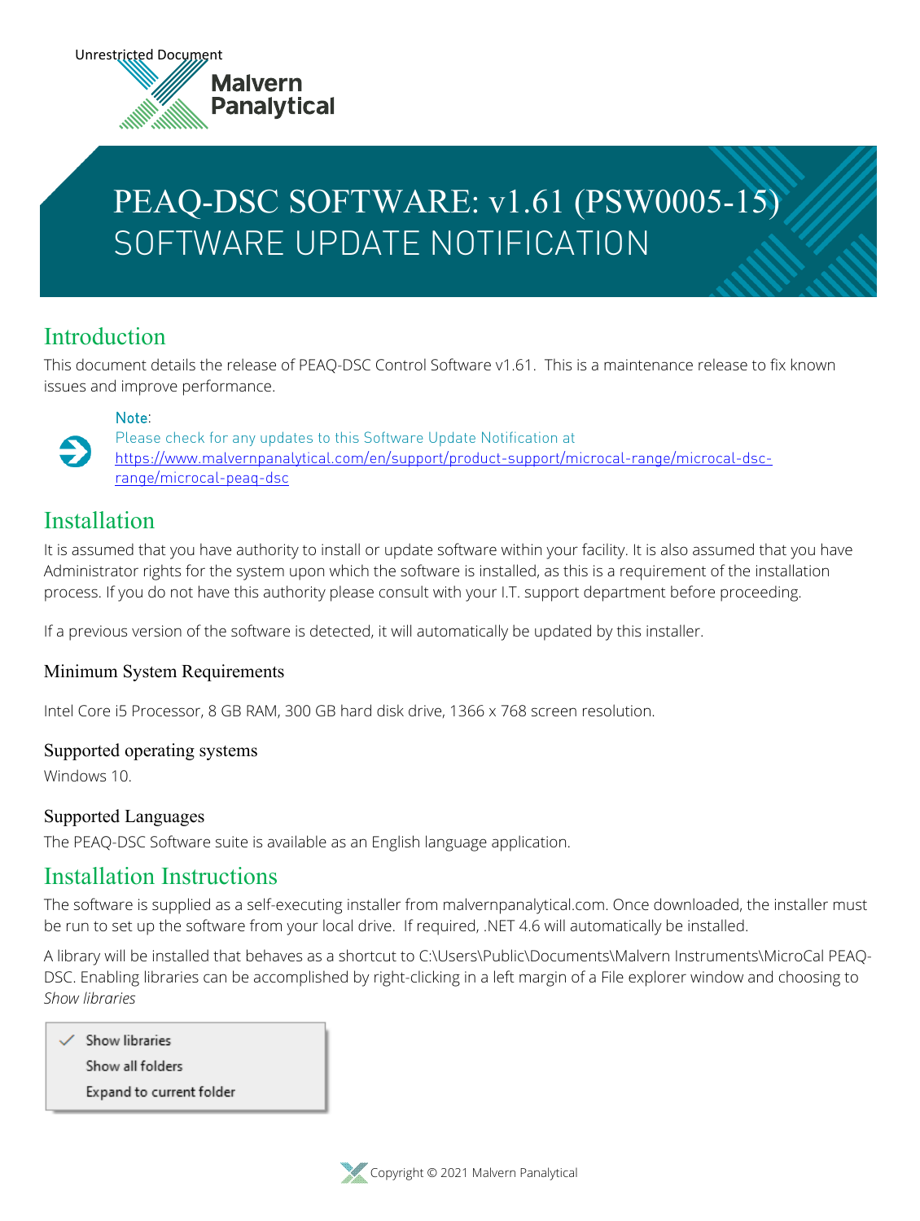Unrestricted Document

# PEAQ-DSC SOFTWARE: v1.61 (PSW0005-15)
# SOFTWARE UPDATE NOTIFICATION

## Introduction

This document details the release of PEAQ-DSC Control Software v1.61. This is a maintenance release to fix known issues and improve performance.

> Note:
> Please check for any updates to this Software Update Notification at https://www.malvernpanalytical.com/en/support/product-support/microcal-range/microcal-dsc-range/microcal-peaq-dsc

## Installation

It is assumed that you have authority to install or update software within your facility. It is also assumed that you have Administrator rights for the system upon which the software is installed, as this is a requirement of the installation process. If you do not have this authority please consult with your I.T. support department before proceeding.

If a previous version of the software is detected, it will automatically be updated by this installer.

### Minimum System Requirements

Intel Core i5 Processor, 8 GB RAM, 300 GB hard disk drive, 1366 x 768 screen resolution.

### Supported operating systems

Windows 10.

### Supported Languages

The PEAQ-DSC Software suite is available as an English language application.

## Installation Instructions

The software is supplied as a self-executing installer from malvernpanalytical.com. Once downloaded, the installer must be run to set up the software from your local drive. If required, .NET 4.6 will automatically be installed.

A library will be installed that behaves as a shortcut to C:\Users\Public\Documents\Malvern Instruments\MicroCal PEAQ-DSC. Enabling libraries can be accomplished by right-clicking in a left margin of a File explorer window and choosing to *Show libraries*

- ✓ Show libraries
- Show all folders
- Expand to current folder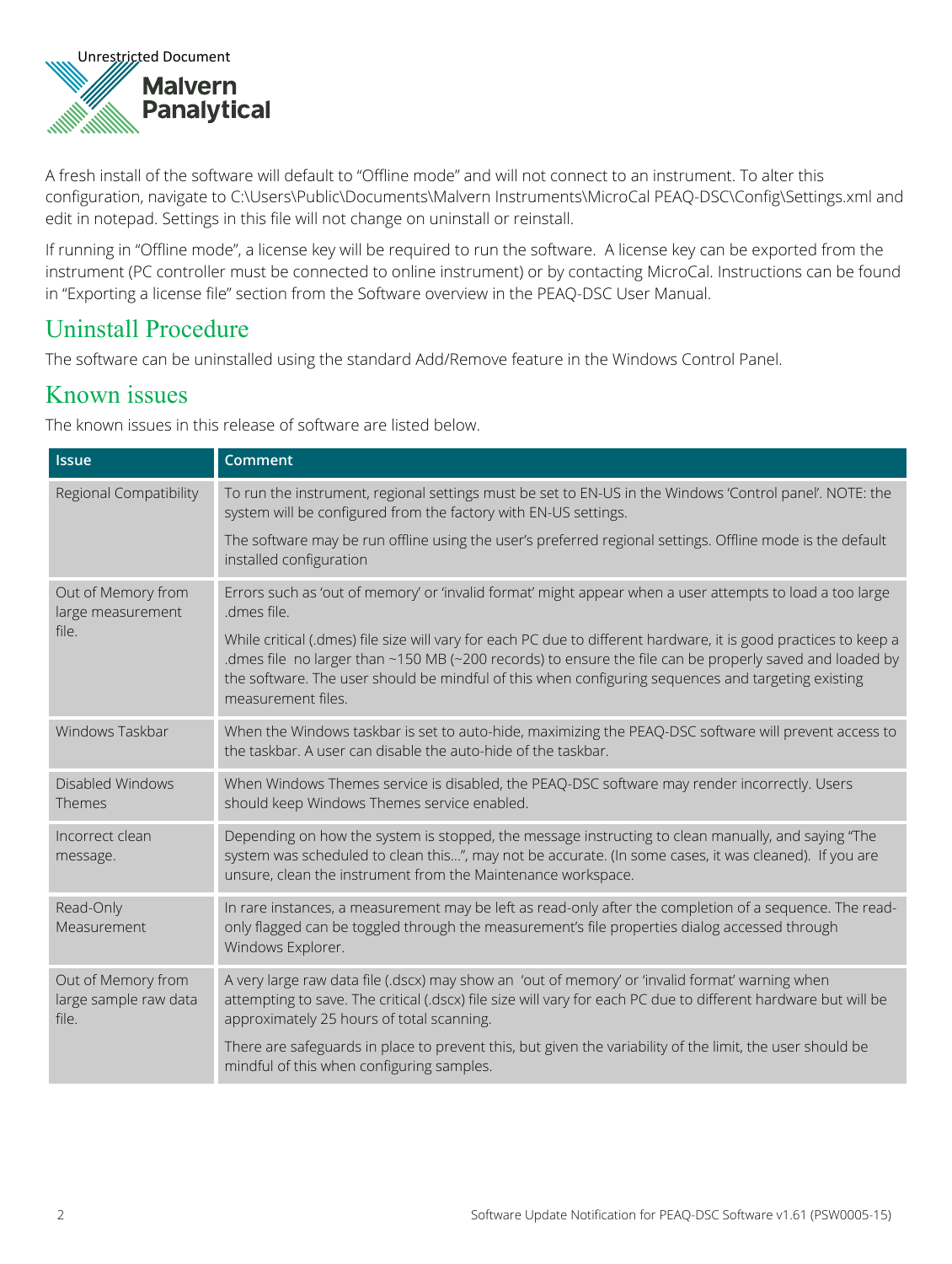A fresh install of the software will default to "Offline mode" and will not connect to an instrument. To alter this configuration, navigate to C:\Users\Public\Documents\Malvern Instruments\MicroCal PEAQ-DSC\Config\Settings.xml and edit in notepad. Settings in this file will not change on uninstall or reinstall.

If running in "Offline mode", a license key will be required to run the software. A license key can be exported from the instrument (PC controller must be connected to online instrument) or by contacting MicroCal. Instructions can be found in "Exporting a license file" section from the Software overview in the PEAQ-DSC User Manual.

## Uninstall Procedure

The software can be uninstalled using the standard Add/Remove feature in the Windows Control Panel.

## Known issues

The known issues in this release of software are listed below.

| Issue | Comment |
|---|---|
| Regional Compatibility | To run the instrument, regional settings must be set to EN-US in the Windows 'Control panel'. NOTE: the system will be configured from the factory with EN-US settings.<br><br>The software may be run offline using the user's preferred regional settings. Offline mode is the default installed configuration |
| Out of Memory from large measurement file. | Errors such as 'out of memory' or 'invalid format' might appear when a user attempts to load a too large .dmes file.<br><br>While critical (.dmes) file size will vary for each PC due to different hardware, it is good practices to keep a .dmes file no larger than ~150 MB (~200 records) to ensure the file can be properly saved and loaded by the software. The user should be mindful of this when configuring sequences and targeting existing measurement files. |
| Windows Taskbar | When the Windows taskbar is set to auto-hide, maximizing the PEAQ-DSC software will prevent access to the taskbar. A user can disable the auto-hide of the taskbar. |
| Disabled Windows Themes | When Windows Themes service is disabled, the PEAQ-DSC software may render incorrectly. Users should keep Windows Themes service enabled. |
| Incorrect clean message. | Depending on how the system is stopped, the message instructing to clean manually, and saying "The system was scheduled to clean this…", may not be accurate. (In some cases, it was cleaned). If you are unsure, clean the instrument from the Maintenance workspace. |
| Read-Only Measurement | In rare instances, a measurement may be left as read-only after the completion of a sequence. The read-only flagged can be toggled through the measurement's file properties dialog accessed through Windows Explorer. |
| Out of Memory from large sample raw data file. | A very large raw data file (.dscx) may show an 'out of memory' or 'invalid format' warning when attempting to save. The critical (.dscx) file size will vary for each PC due to different hardware but will be approximately 25 hours of total scanning.<br><br>There are safeguards in place to prevent this, but given the variability of the limit, the user should be mindful of this when configuring samples. |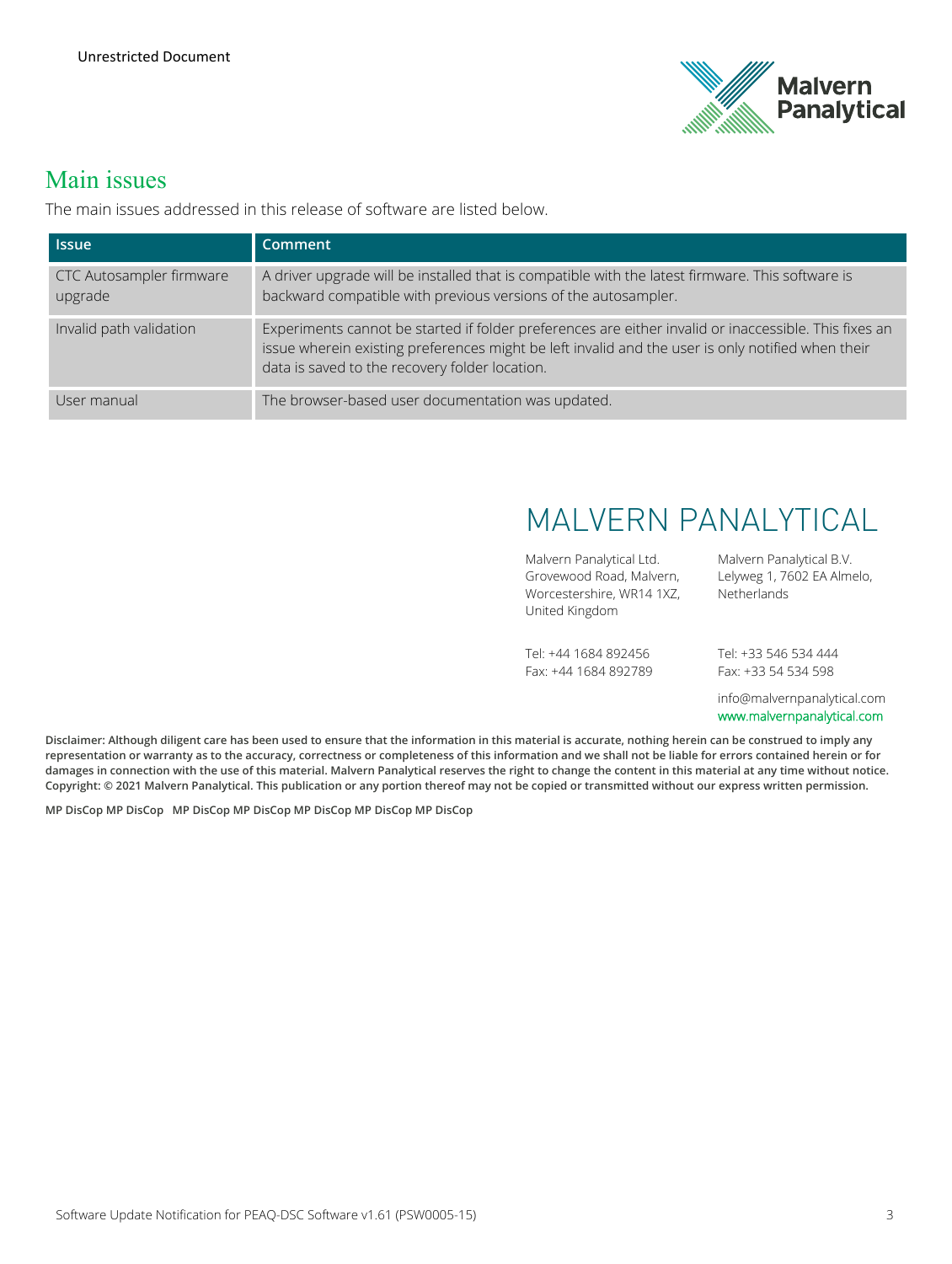Unrestricted Document

## Main issues

The main issues addressed in this release of software are listed below.

| Issue | Comment |
|---|---|
| CTC Autosampler firmware upgrade | A driver upgrade will be installed that is compatible with the latest firmware. This software is backward compatible with previous versions of the autosampler. |
| Invalid path validation | Experiments cannot be started if folder preferences are either invalid or inaccessible. This fixes an issue wherein existing preferences might be left invalid and the user is only notified when their data is saved to the recovery folder location. |
| User manual | The browser-based user documentation was updated. |

# MALVERN PANALYTICAL

Malvern Panalytical Ltd.
Grovewood Road, Malvern,
Worcestershire, WR14 1XZ,
United Kingdom

Tel: +44 1684 892456
Fax: +44 1684 892789

Malvern Panalytical B.V.
Lelyweg 1, 7602 EA Almelo,
Netherlands

Tel: +33 546 534 444
Fax: +33 54 534 598

info@malvernpanalytical.com
www.malvernpanalytical.com

**Disclaimer: Although diligent care has been used to ensure that the information in this material is accurate, nothing herein can be construed to imply any representation or warranty as to the accuracy, correctness or completeness of this information and we shall not be liable for errors contained herein or for damages in connection with the use of this material. Malvern Panalytical reserves the right to change the content in this material at any time without notice. Copyright: © 2021 Malvern Panalytical. This publication or any portion thereof may not be copied or transmitted without our express written permission.**

**MP DisCop MP DisCop MP DisCop MP DisCop MP DisCop MP DisCop MP DisCop**